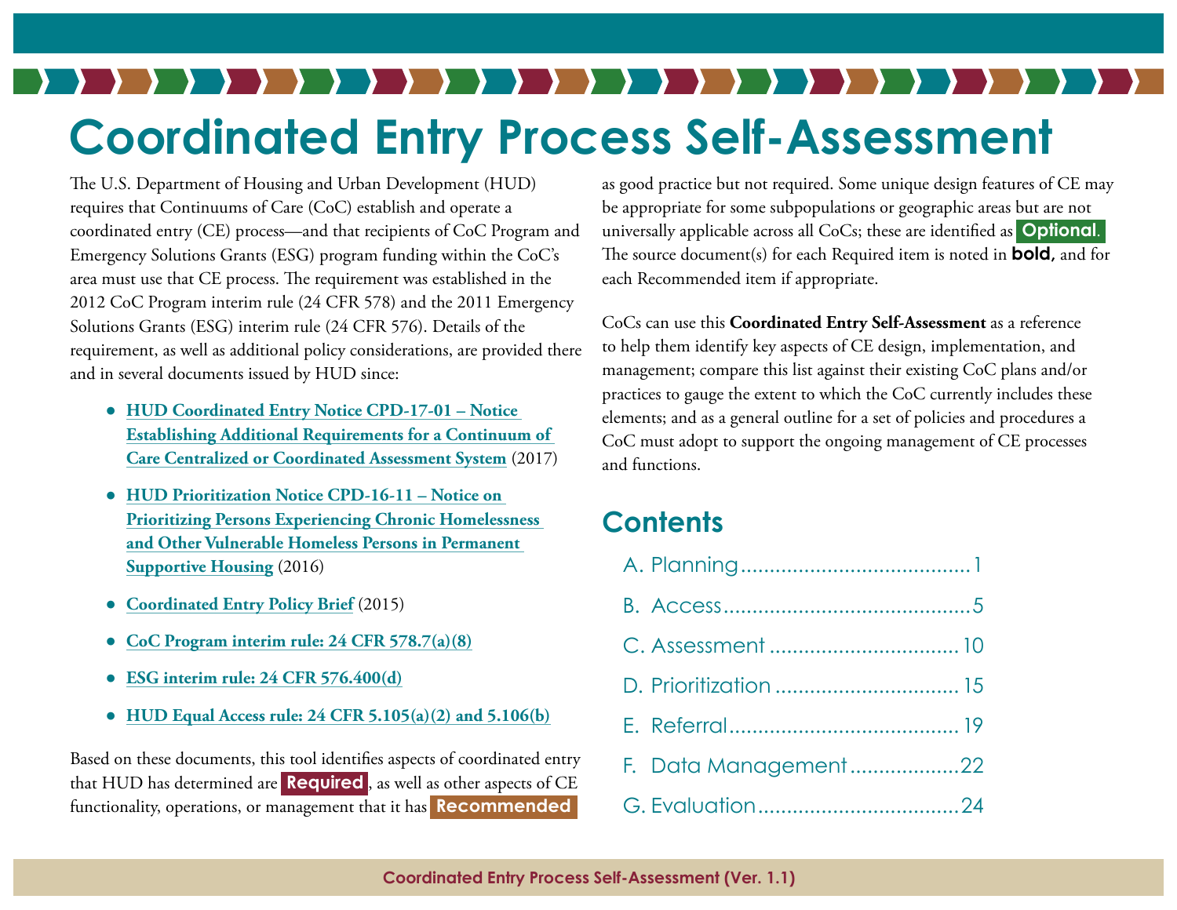# Coordinated Entry Process Self-Assessment

The U.S. Department of Housing and Urban Development (HUD) requires that Continuums of Care (CoC) establish and operate a coordinated entry (CE) process—and that recipients of CoC Program and Emergency Solutions Grants (ESG) program funding within the CoC's area must use that CE process. The requirement was established in the 2012 CoC Program interim rule (24 CFR 578) and the 2011 Emergency Solutions Grants (ESG) interim rule (24 CFR 576). Details of the requirement, as well as additional policy considerations, are provided there and in several documents issued by HUD since:

- **HUD Coordinated Entry Notice CPD-17-01 – Notice Establishing Additional Requirements for a Continuum of Care Centralized or Coordinated Assessment System** (2017)
- **HUD Prioritization Notice CPD-16-11 – Notice on Prioritizing Persons Experiencing Chronic Homelessness and Other Vulnerable Homeless Persons in Permanent Supportive Housing** (2016)
- **Coordinated Entry Policy Brief** (2015)
- **CoC Program interim rule: 24 CFR 578.7(a)(8)**
- **ESG interim rule: 24 CFR 576.400(d)**
- **HUD Equal Access rule: 24 CFR 5.105(a)(2) and 5.106(b)**

Based on these documents, this tool identifies aspects of coordinated entry that HUD has determined are **Required**, as well as other aspects of CE functionality, operations, or management that it has **Recommended** as good practice but not required. Some unique design features of CE may be appropriate for some subpopulations or geographic areas but are not universally applicable across all CoCs; these are identified as **Optional**. The source document(s) for each Required item is noted in **bold,** and for each Recommended item if appropriate.

CoCs can use this **Coordinated Entry Self-Assessment** as a reference to help them identify key aspects of CE design, implementation, and management; compare this list against their existing CoC plans and/or practices to gauge the extent to which the CoC currently includes these elements; and as a general outline for a set of policies and procedures a CoC must adopt to support the ongoing management of CE processes and functions.

## Contents

A. Planning........................................1

B. Access...........................................5

C. Assessment.................................10

D. Prioritization................................15

E. Referral........................................19

F. Data Management...................22

G. Evaluation...................................24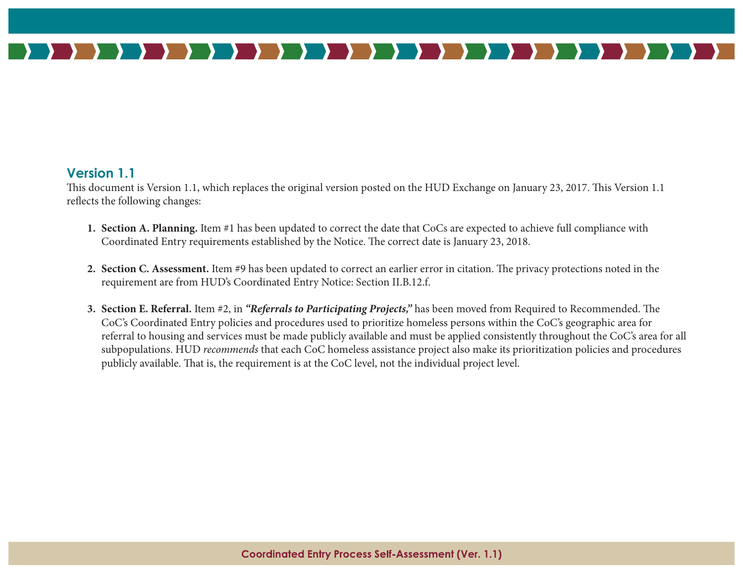## Version 1.1

This document is Version 1.1, which replaces the original version posted on the HUD Exchange on January 23, 2017. This Version 1.1 reflects the following changes:

1. **Section A. Planning.** Item #1 has been updated to correct the date that CoCs are expected to achieve full compliance with Coordinated Entry requirements established by the Notice. The correct date is January 23, 2018.

2. **Section C. Assessment.** Item #9 has been updated to correct an earlier error in citation. The privacy protections noted in the requirement are from HUD's Coordinated Entry Notice: Section II.B.12.f.

3. **Section E. Referral.** Item #2, in ***"Referrals to Participating Projects,"*** has been moved from Required to Recommended. The CoC's Coordinated Entry policies and procedures used to prioritize homeless persons within the CoC's geographic area for referral to housing and services must be made publicly available and must be applied consistently throughout the CoC's area for all subpopulations. HUD *recommends* that each CoC homeless assistance project also make its prioritization policies and procedures publicly available. That is, the requirement is at the CoC level, not the individual project level.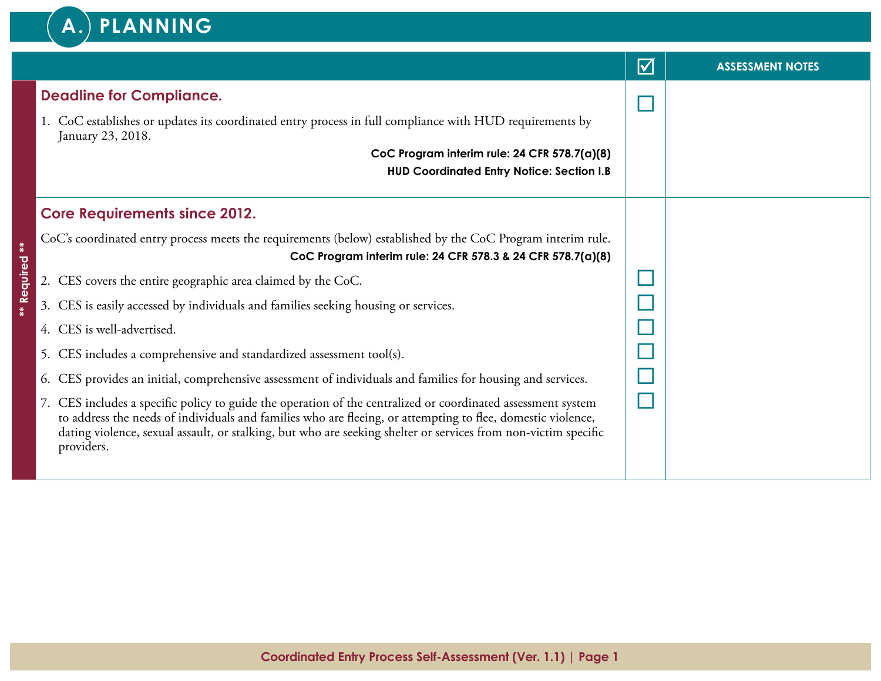# A. PLANNING

| ** Required ** | | ☑ | ASSESSMENT NOTES |
|---|---|---|---|
| | **Deadline for Compliance.**<br><br>1. CoC establishes or updates its coordinated entry process in full compliance with HUD requirements by January 23, 2018.<br><br>**CoC Program interim rule: 24 CFR 578.7(a)(8)**<br>**HUD Coordinated Entry Notice: Section I.B** | ☐ | |
| | **Core Requirements since 2012.**<br><br>CoC's coordinated entry process meets the requirements (below) established by the CoC Program interim rule.<br>**CoC Program interim rule: 24 CFR 578.3 & 24 CFR 578.7(a)(8)** | | |
| | 2. CES covers the entire geographic area claimed by the CoC. | ☐ | |
| | 3. CES is easily accessed by individuals and families seeking housing or services. | ☐ | |
| | 4. CES is well-advertised. | ☐ | |
| | 5. CES includes a comprehensive and standardized assessment tool(s). | ☐ | |
| | 6. CES provides an initial, comprehensive assessment of individuals and families for housing and services. | ☐ | |
| | 7. CES includes a specific policy to guide the operation of the centralized or coordinated assessment system to address the needs of individuals and families who are fleeing, or attempting to flee, domestic violence, dating violence, sexual assault, or stalking, but who are seeking shelter or services from non-victim specific providers. | ☐ | |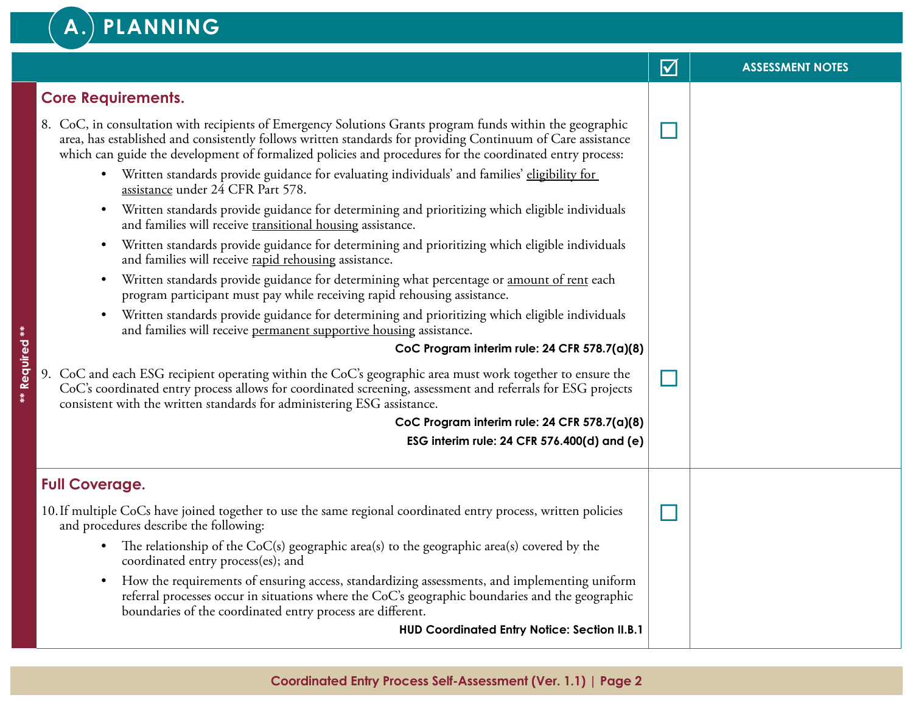# A. PLANNING

| | ☑ | ASSESSMENT NOTES |
|---|---|---|
| **Core Requirements.** (** Required **)<br><br>8. CoC, in consultation with recipients of Emergency Solutions Grants program funds within the geographic area, has established and consistently follows written standards for providing Continuum of Care assistance which can guide the development of formalized policies and procedures for the coordinated entry process:<br>• Written standards provide guidance for evaluating individuals' and families' eligibility for assistance under 24 CFR Part 578.<br>• Written standards provide guidance for determining and prioritizing which eligible individuals and families will receive transitional housing assistance.<br>• Written standards provide guidance for determining and prioritizing which eligible individuals and families will receive rapid rehousing assistance.<br>• Written standards provide guidance for determining what percentage or amount of rent each program participant must pay while receiving rapid rehousing assistance.<br>• Written standards provide guidance for determining and prioritizing which eligible individuals and families will receive permanent supportive housing assistance.<br>**CoC Program interim rule: 24 CFR 578.7(a)(8)** | ☐ | |
| 9. CoC and each ESG recipient operating within the CoC's geographic area must work together to ensure the CoC's coordinated entry process allows for coordinated screening, assessment and referrals for ESG projects consistent with the written standards for administering ESG assistance.<br>**CoC Program interim rule: 24 CFR 578.7(a)(8)**<br>**ESG interim rule: 24 CFR 576.400(d) and (e)** | ☐ | |
| **Full Coverage.** (** Required **)<br><br>10. If multiple CoCs have joined together to use the same regional coordinated entry process, written policies and procedures describe the following:<br>• The relationship of the CoC(s) geographic area(s) to the geographic area(s) covered by the coordinated entry process(es); and<br>• How the requirements of ensuring access, standardizing assessments, and implementing uniform referral processes occur in situations where the CoC's geographic boundaries and the geographic boundaries of the coordinated entry process are different.<br>**HUD Coordinated Entry Notice: Section II.B.1** | ☐ | |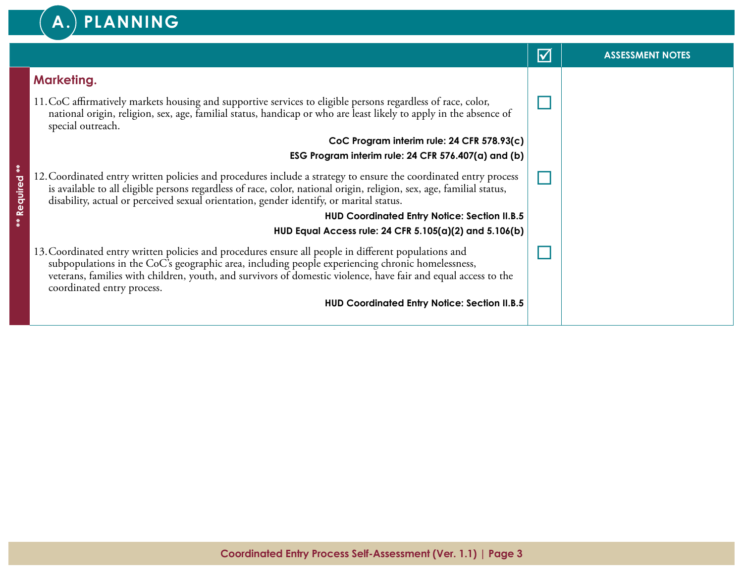## A. PLANNING

| ** Required ** | | ☑ | ASSESSMENT NOTES |
|---|---|---|---|
| | **Marketing.** | | |
| | 11. CoC affirmatively markets housing and supportive services to eligible persons regardless of race, color, national origin, religion, sex, age, familial status, handicap or who are least likely to apply in the absence of special outreach.<br>**CoC Program interim rule: 24 CFR 578.93(c)**<br>**ESG Program interim rule: 24 CFR 576.407(a) and (b)** | ☐ | |
| | 12. Coordinated entry written policies and procedures include a strategy to ensure the coordinated entry process is available to all eligible persons regardless of race, color, national origin, religion, sex, age, familial status, disability, actual or perceived sexual orientation, gender identify, or marital status.<br>**HUD Coordinated Entry Notice: Section II.B.5**<br>**HUD Equal Access rule: 24 CFR 5.105(a)(2) and 5.106(b)** | ☐ | |
| | 13. Coordinated entry written policies and procedures ensure all people in different populations and subpopulations in the CoC's geographic area, including people experiencing chronic homelessness, veterans, families with children, youth, and survivors of domestic violence, have fair and equal access to the coordinated entry process.<br>**HUD Coordinated Entry Notice: Section II.B.5** | ☐ | |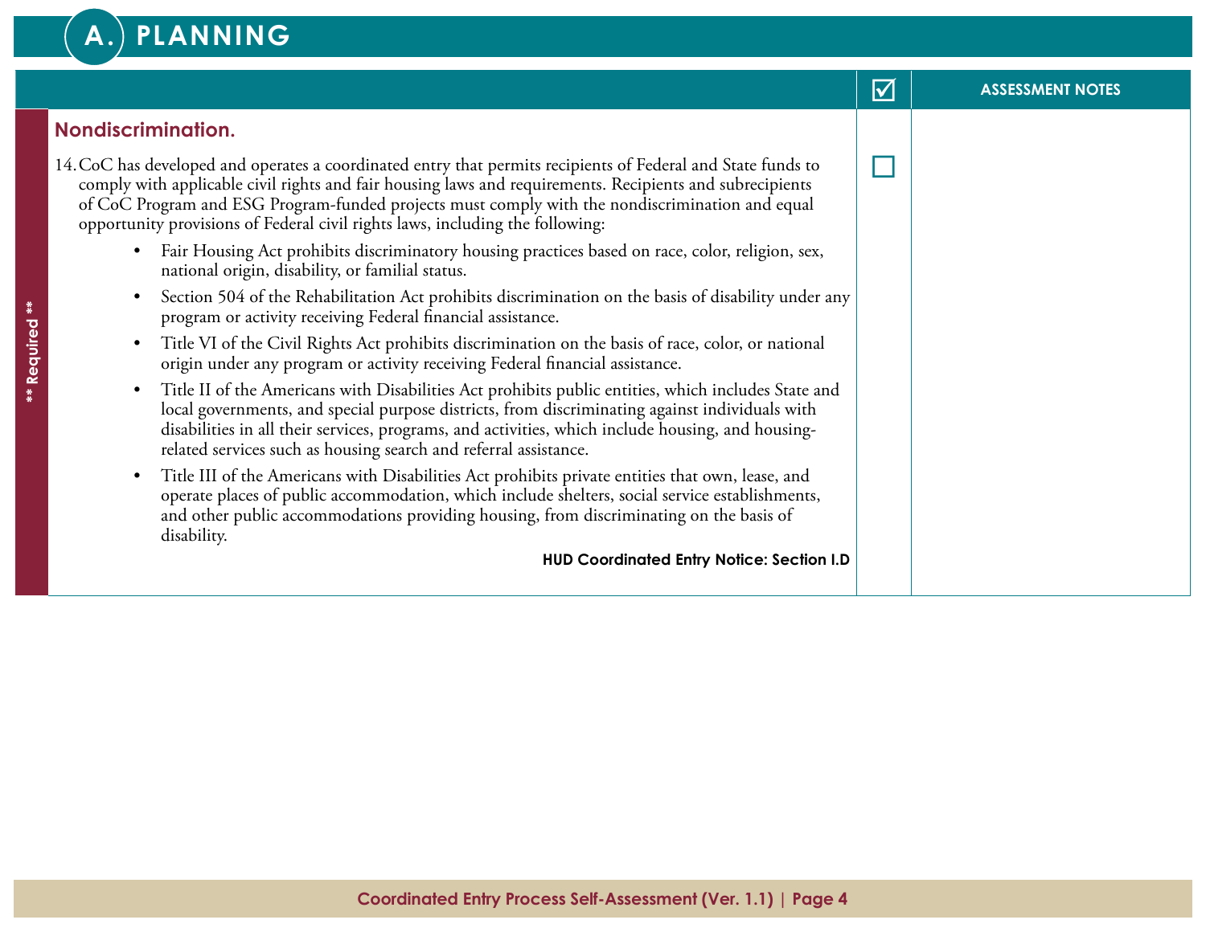# A. PLANNING

| | ☑ | ASSESSMENT NOTES |
|---|---|---|
| **Nondiscrimination.** | | |
| 14. CoC has developed and operates a coordinated entry that permits recipients of Federal and State funds to comply with applicable civil rights and fair housing laws and requirements. Recipients and subrecipients of CoC Program and ESG Program-funded projects must comply with the nondiscrimination and equal opportunity provisions of Federal civil rights laws, including the following:<br>• Fair Housing Act prohibits discriminatory housing practices based on race, color, religion, sex, national origin, disability, or familial status.<br>• Section 504 of the Rehabilitation Act prohibits discrimination on the basis of disability under any program or activity receiving Federal financial assistance.<br>• Title VI of the Civil Rights Act prohibits discrimination on the basis of race, color, or national origin under any program or activity receiving Federal financial assistance.<br>• Title II of the Americans with Disabilities Act prohibits public entities, which includes State and local governments, and special purpose districts, from discriminating against individuals with disabilities in all their services, programs, and activities, which include housing, and housing-related services such as housing search and referral assistance.<br>• Title III of the Americans with Disabilities Act prohibits private entities that own, lease, and operate places of public accommodation, which include shelters, social service establishments, and other public accommodations providing housing, from discriminating on the basis of disability.<br>**HUD Coordinated Entry Notice: Section I.D** | ☐ | |

** Required **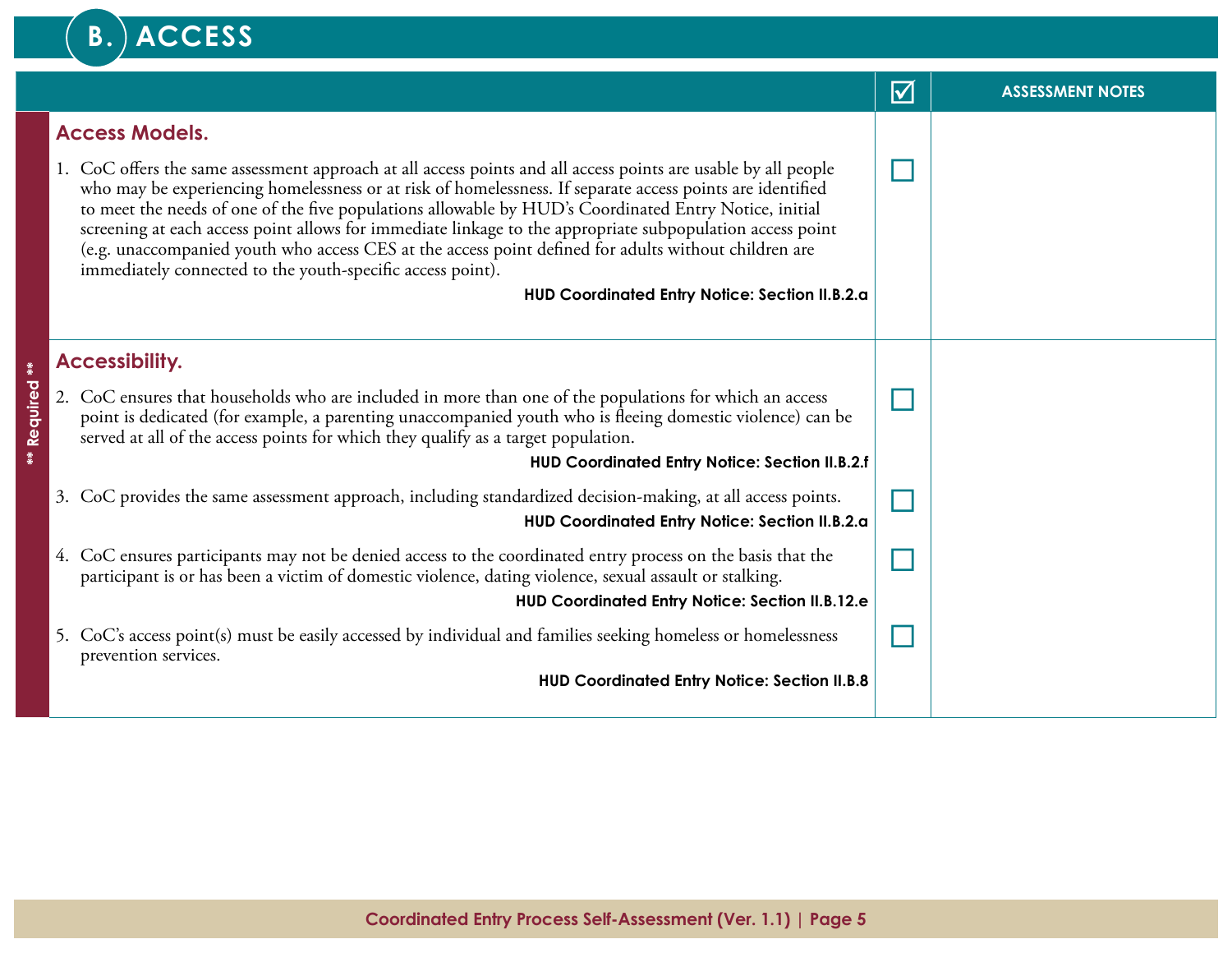## B. ACCESS

| ** Required ** | ☑ | ASSESSMENT NOTES |
|---|---|---|
| **Access Models.**<br><br>1. CoC offers the same assessment approach at all access points and all access points are usable by all people who may be experiencing homelessness or at risk of homelessness. If separate access points are identified to meet the needs of one of the five populations allowable by HUD's Coordinated Entry Notice, initial screening at each access point allows for immediate linkage to the appropriate subpopulation access point (e.g. unaccompanied youth who access CES at the access point defined for adults without children are immediately connected to the youth-specific access point).<br>**HUD Coordinated Entry Notice: Section II.B.2.a** | ☐ | |
| **Accessibility.**<br><br>2. CoC ensures that households who are included in more than one of the populations for which an access point is dedicated (for example, a parenting unaccompanied youth who is fleeing domestic violence) can be served at all of the access points for which they qualify as a target population.<br>**HUD Coordinated Entry Notice: Section II.B.2.f** | ☐ | |
| 3. CoC provides the same assessment approach, including standardized decision-making, at all access points.<br>**HUD Coordinated Entry Notice: Section II.B.2.a** | ☐ | |
| 4. CoC ensures participants may not be denied access to the coordinated entry process on the basis that the participant is or has been a victim of domestic violence, dating violence, sexual assault or stalking.<br>**HUD Coordinated Entry Notice: Section II.B.12.e** | ☐ | |
| 5. CoC's access point(s) must be easily accessed by individual and families seeking homeless or homelessness prevention services.<br>**HUD Coordinated Entry Notice: Section II.B.8** | ☐ | |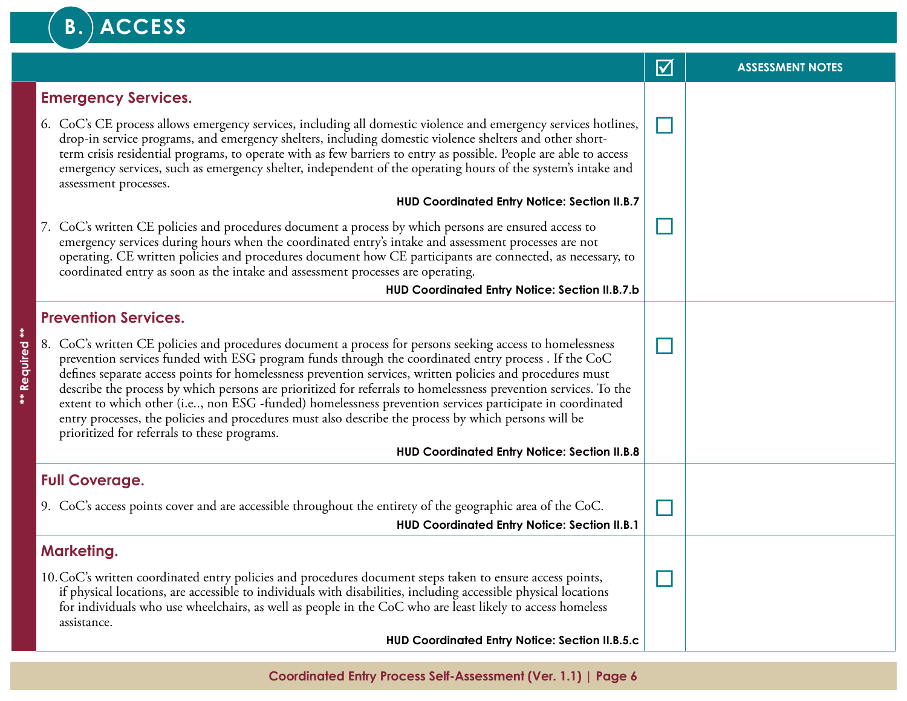# B. ACCESS

| ** Required ** | | ☑ | ASSESSMENT NOTES |
|---|---|---|---|
| | **Emergency Services.** | | |
| | 6. CoC's CE process allows emergency services, including all domestic violence and emergency services hotlines, drop-in service programs, and emergency shelters, including domestic violence shelters and other short-term crisis residential programs, to operate with as few barriers to entry as possible. People are able to access emergency services, such as emergency shelter, independent of the operating hours of the system's intake and assessment processes. **HUD Coordinated Entry Notice: Section II.B.7** | ☐ | |
| | 7. CoC's written CE policies and procedures document a process by which persons are ensured access to emergency services during hours when the coordinated entry's intake and assessment processes are not operating. CE written policies and procedures document how CE participants are connected, as necessary, to coordinated entry as soon as the intake and assessment processes are operating. **HUD Coordinated Entry Notice: Section II.B.7.b** | ☐ | |
| | **Prevention Services.** | | |
| | 8. CoC's written CE policies and procedures document a process for persons seeking access to homelessness prevention services funded with ESG program funds through the coordinated entry process . If the CoC defines separate access points for homelessness prevention services, written policies and procedures must describe the process by which persons are prioritized for referrals to homelessness prevention services. To the extent to which other (i.e.., non ESG -funded) homelessness prevention services participate in coordinated entry processes, the policies and procedures must also describe the process by which persons will be prioritized for referrals to these programs. **HUD Coordinated Entry Notice: Section II.B.8** | ☐ | |
| | **Full Coverage.** | | |
| | 9. CoC's access points cover and are accessible throughout the entirety of the geographic area of the CoC. **HUD Coordinated Entry Notice: Section II.B.1** | ☐ | |
| | **Marketing.** | | |
| | 10. CoC's written coordinated entry policies and procedures document steps taken to ensure access points, if physical locations, are accessible to individuals with disabilities, including accessible physical locations for individuals who use wheelchairs, as well as people in the CoC who are least likely to access homeless assistance. **HUD Coordinated Entry Notice: Section II.B.5.c** | ☐ | |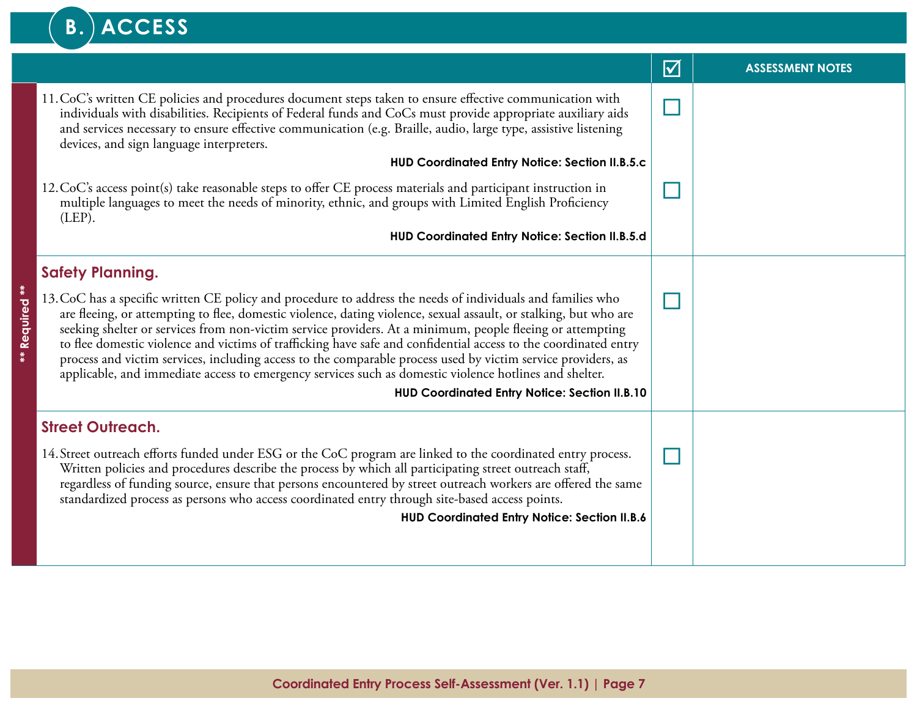## B. ACCESS

| ** Required ** | ☑ | ASSESSMENT NOTES |
|---|---|---|
| 11. CoC's written CE policies and procedures document steps taken to ensure effective communication with individuals with disabilities. Recipients of Federal funds and CoCs must provide appropriate auxiliary aids and services necessary to ensure effective communication (e.g. Braille, audio, large type, assistive listening devices, and sign language interpreters. **HUD Coordinated Entry Notice: Section II.B.5.c** | ☐ | |
| 12. CoC's access point(s) take reasonable steps to offer CE process materials and participant instruction in multiple languages to meet the needs of minority, ethnic, and groups with Limited English Proficiency (LEP). **HUD Coordinated Entry Notice: Section II.B.5.d** | ☐ | |
| **Safety Planning.** 13. CoC has a specific written CE policy and procedure to address the needs of individuals and families who are fleeing, or attempting to flee, domestic violence, dating violence, sexual assault, or stalking, but who are seeking shelter or services from non-victim service providers. At a minimum, people fleeing or attempting to flee domestic violence and victims of trafficking have safe and confidential access to the coordinated entry process and victim services, including access to the comparable process used by victim service providers, as applicable, and immediate access to emergency services such as domestic violence hotlines and shelter. **HUD Coordinated Entry Notice: Section II.B.10** | ☐ | |
| **Street Outreach.** 14. Street outreach efforts funded under ESG or the CoC program are linked to the coordinated entry process. Written policies and procedures describe the process by which all participating street outreach staff, regardless of funding source, ensure that persons encountered by street outreach workers are offered the same standardized process as persons who access coordinated entry through site-based access points. **HUD Coordinated Entry Notice: Section II.B.6** | ☐ | |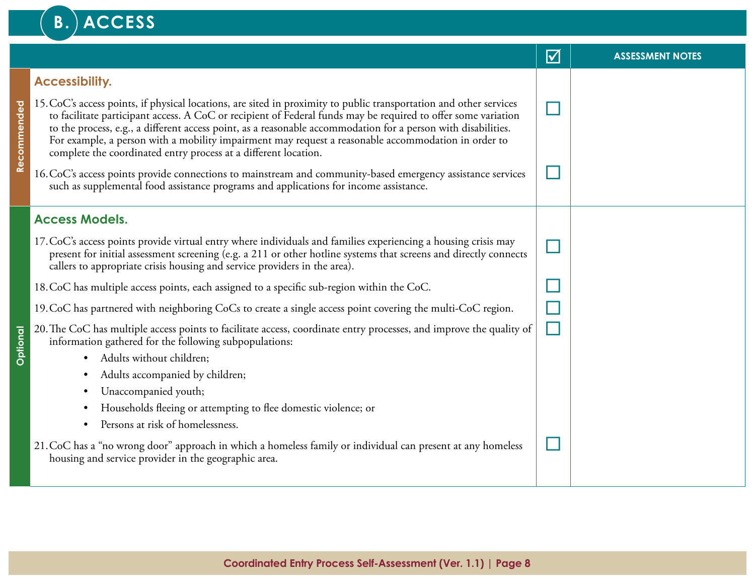## B. ACCESS

| | ☑ | ASSESSMENT NOTES |
|---|---|---|
| **Recommended** | | |
| **Accessibility.** | | |
| 15. CoC's access points, if physical locations, are sited in proximity to public transportation and other services to facilitate participant access. A CoC or recipient of Federal funds may be required to offer some variation to the process, e.g., a different access point, as a reasonable accommodation for a person with disabilities. For example, a person with a mobility impairment may request a reasonable accommodation in order to complete the coordinated entry process at a different location. | ☐ | |
| 16. CoC's access points provide connections to mainstream and community-based emergency assistance services such as supplemental food assistance programs and applications for income assistance. | ☐ | |
| **Optional** | | |
| **Access Models.** | | |
| 17. CoC's access points provide virtual entry where individuals and families experiencing a housing crisis may present for initial assessment screening (e.g. a 211 or other hotline systems that screens and directly connects callers to appropriate crisis housing and service providers in the area). | ☐ | |
| 18. CoC has multiple access points, each assigned to a specific sub-region within the CoC. | ☐ | |
| 19. CoC has partnered with neighboring CoCs to create a single access point covering the multi-CoC region. | ☐ | |
| 20. The CoC has multiple access points to facilitate access, coordinate entry processes, and improve the quality of information gathered for the following subpopulations:<br>• Adults without children;<br>• Adults accompanied by children;<br>• Unaccompanied youth;<br>• Households fleeing or attempting to flee domestic violence; or<br>• Persons at risk of homelessness. | ☐ | |
| 21. CoC has a "no wrong door" approach in which a homeless family or individual can present at any homeless housing and service provider in the geographic area. | ☐ | |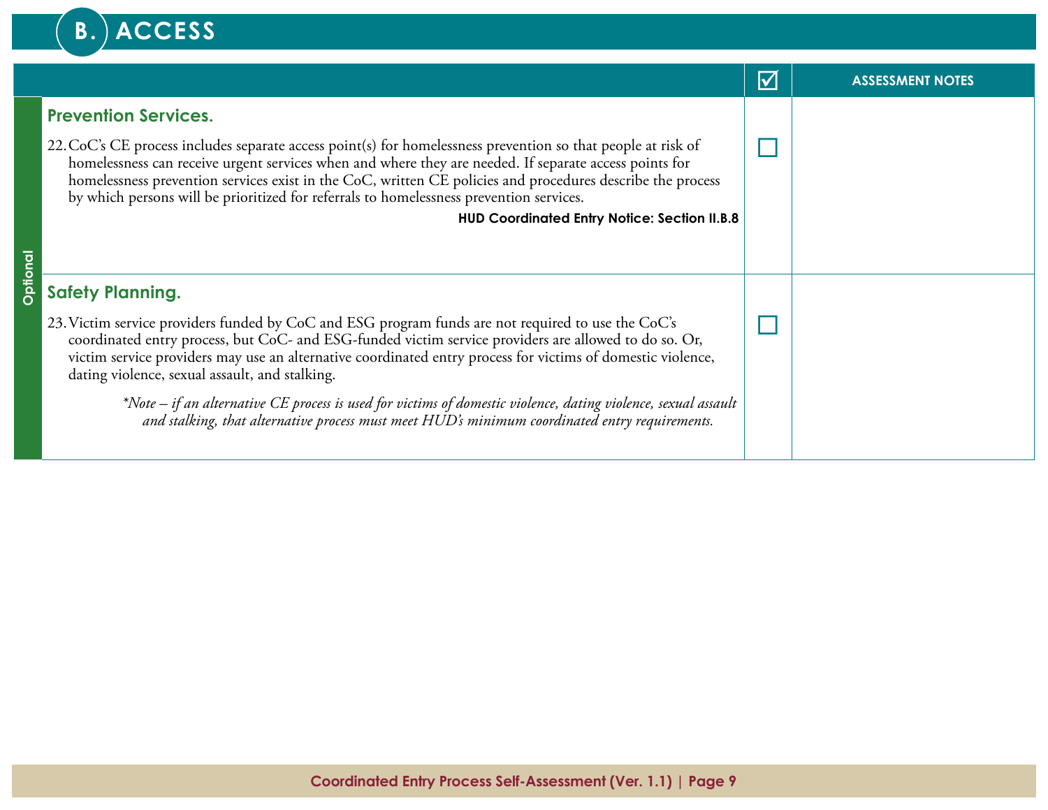## B. ACCESS

| | ☑ | ASSESSMENT NOTES |
|---|---|---|
| **Optional** | | |
| **Prevention Services.**<br><br>22. CoC's CE process includes separate access point(s) for homelessness prevention so that people at risk of homelessness can receive urgent services when and where they are needed. If separate access points for homelessness prevention services exist in the CoC, written CE policies and procedures describe the process by which persons will be prioritized for referrals to homelessness prevention services.<br><br>**HUD Coordinated Entry Notice: Section II.B.8** | ☐ | |
| **Safety Planning.**<br><br>23. Victim service providers funded by CoC and ESG program funds are not required to use the CoC's coordinated entry process, but CoC- and ESG-funded victim service providers are allowed to do so. Or, victim service providers may use an alternative coordinated entry process for victims of domestic violence, dating violence, sexual assault, and stalking.<br><br>*\*Note – if an alternative CE process is used for victims of domestic violence, dating violence, sexual assault and stalking, that alternative process must meet HUD's minimum coordinated entry requirements.* | ☐ | |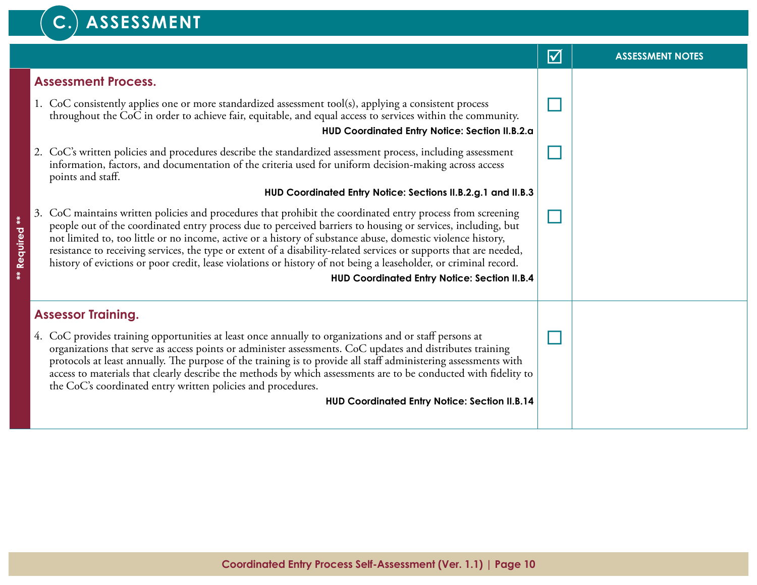# C. ASSESSMENT

| ** Required ** | | ☑ | ASSESSMENT NOTES |
|---|---|---|---|
| | **Assessment Process.** | | |
| | 1. CoC consistently applies one or more standardized assessment tool(s), applying a consistent process throughout the CoC in order to achieve fair, equitable, and equal access to services within the community. **HUD Coordinated Entry Notice: Section II.B.2.a** | ☐ | |
| | 2. CoC's written policies and procedures describe the standardized assessment process, including assessment information, factors, and documentation of the criteria used for uniform decision-making across access points and staff. **HUD Coordinated Entry Notice: Sections II.B.2.g.1 and II.B.3** | ☐ | |
| | 3. CoC maintains written policies and procedures that prohibit the coordinated entry process from screening people out of the coordinated entry process due to perceived barriers to housing or services, including, but not limited to, too little or no income, active or a history of substance abuse, domestic violence history, resistance to receiving services, the type or extent of a disability-related services or supports that are needed, history of evictions or poor credit, lease violations or history of not being a leaseholder, or criminal record. **HUD Coordinated Entry Notice: Section II.B.4** | ☐ | |
| | **Assessor Training.** | | |
| | 4. CoC provides training opportunities at least once annually to organizations and or staff persons at organizations that serve as access points or administer assessments. CoC updates and distributes training protocols at least annually. The purpose of the training is to provide all staff administering assessments with access to materials that clearly describe the methods by which assessments are to be conducted with fidelity to the CoC's coordinated entry written policies and procedures. **HUD Coordinated Entry Notice: Section II.B.14** | ☐ | |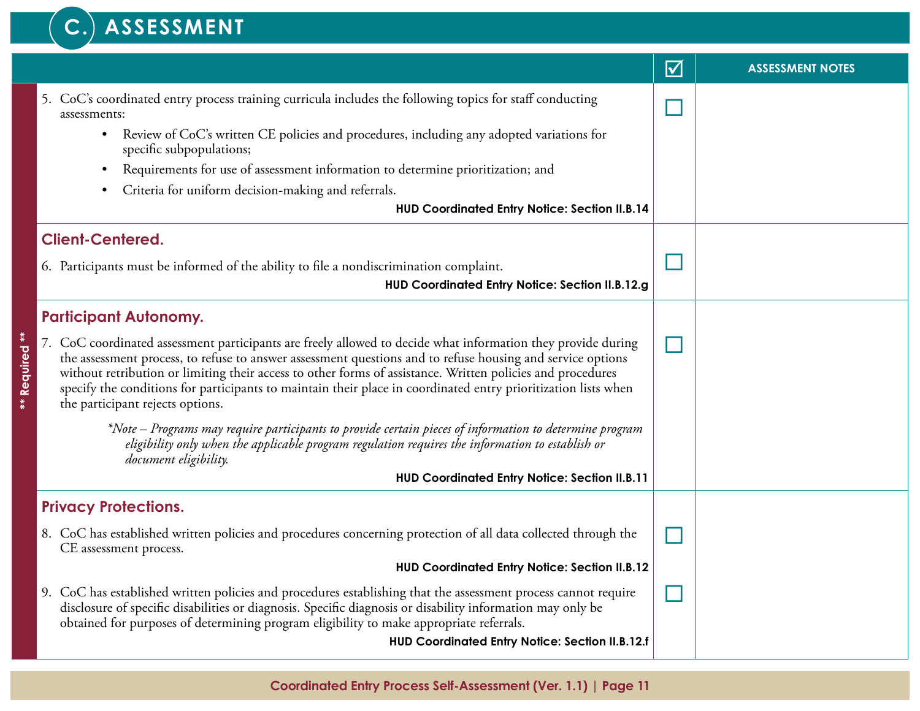# C. ASSESSMENT

| ** Required ** | | ☑ | ASSESSMENT NOTES |
|---|---|---|---|
| | 5. CoC's coordinated entry process training curricula includes the following topics for staff conducting assessments:<br>• Review of CoC's written CE policies and procedures, including any adopted variations for specific subpopulations;<br>• Requirements for use of assessment information to determine prioritization; and<br>• Criteria for uniform decision-making and referrals.<br>**HUD Coordinated Entry Notice: Section II.B.14** | ☐ | |
| | **Client-Centered.**<br>6. Participants must be informed of the ability to file a nondiscrimination complaint.<br>**HUD Coordinated Entry Notice: Section II.B.12.g** | ☐ | |
| | **Participant Autonomy.**<br>7. CoC coordinated assessment participants are freely allowed to decide what information they provide during the assessment process, to refuse to answer assessment questions and to refuse housing and service options without retribution or limiting their access to other forms of assistance. Written policies and procedures specify the conditions for participants to maintain their place in coordinated entry prioritization lists when the participant rejects options.<br>*\*Note – Programs may require participants to provide certain pieces of information to determine program eligibility only when the applicable program regulation requires the information to establish or document eligibility.*<br>**HUD Coordinated Entry Notice: Section II.B.11** | ☐ | |
| | **Privacy Protections.**<br>8. CoC has established written policies and procedures concerning protection of all data collected through the CE assessment process.<br>**HUD Coordinated Entry Notice: Section II.B.12** | ☐ | |
| | 9. CoC has established written policies and procedures establishing that the assessment process cannot require disclosure of specific disabilities or diagnosis. Specific diagnosis or disability information may only be obtained for purposes of determining program eligibility to make appropriate referrals.<br>**HUD Coordinated Entry Notice: Section II.B.12.f** | ☐ | |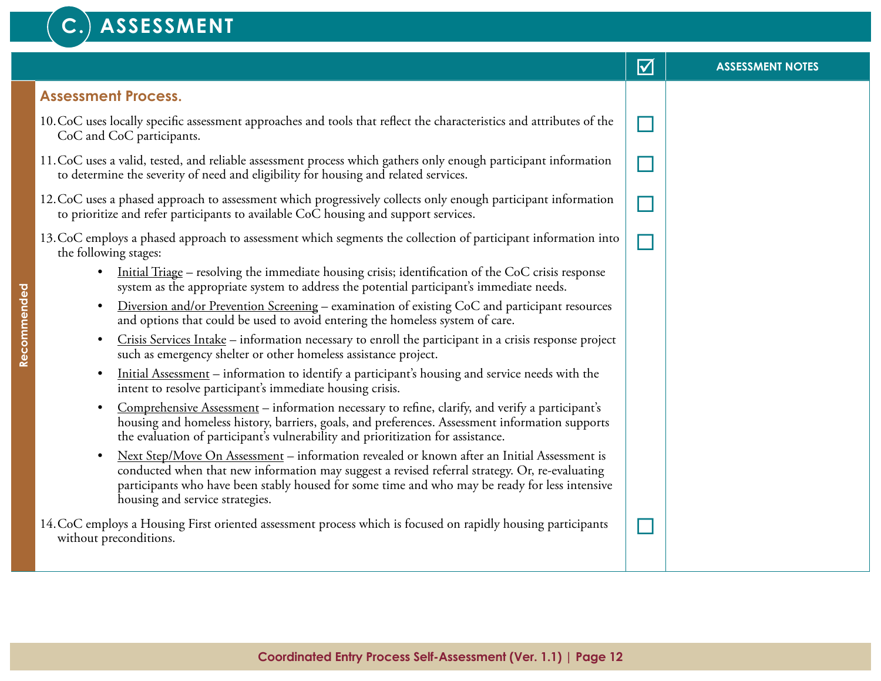# C. ASSESSMENT

| | ☑ | ASSESSMENT NOTES |
|---|---|---|
| **Assessment Process.** | | |
| 10. CoC uses locally specific assessment approaches and tools that reflect the characteristics and attributes of the CoC and CoC participants. | ☐ | |
| 11. CoC uses a valid, tested, and reliable assessment process which gathers only enough participant information to determine the severity of need and eligibility for housing and related services. | ☐ | |
| 12. CoC uses a phased approach to assessment which progressively collects only enough participant information to prioritize and refer participants to available CoC housing and support services. | ☐ | |
| 13. CoC employs a phased approach to assessment which segments the collection of participant information into the following stages:<br>• Initial Triage – resolving the immediate housing crisis; identification of the CoC crisis response system as the appropriate system to address the potential participant's immediate needs.<br>• Diversion and/or Prevention Screening – examination of existing CoC and participant resources and options that could be used to avoid entering the homeless system of care.<br>• Crisis Services Intake – information necessary to enroll the participant in a crisis response project such as emergency shelter or other homeless assistance project.<br>• Initial Assessment – information to identify a participant's housing and service needs with the intent to resolve participant's immediate housing crisis.<br>• Comprehensive Assessment – information necessary to refine, clarify, and verify a participant's housing and homeless history, barriers, goals, and preferences. Assessment information supports the evaluation of participant's vulnerability and prioritization for assistance.<br>• Next Step/Move On Assessment – information revealed or known after an Initial Assessment is conducted when that new information may suggest a revised referral strategy. Or, re-evaluating participants who have been stably housed for some time and who may be ready for less intensive housing and service strategies. | ☐ | |
| 14. CoC employs a Housing First oriented assessment process which is focused on rapidly housing participants without preconditions. | ☐ | |

*Recommended*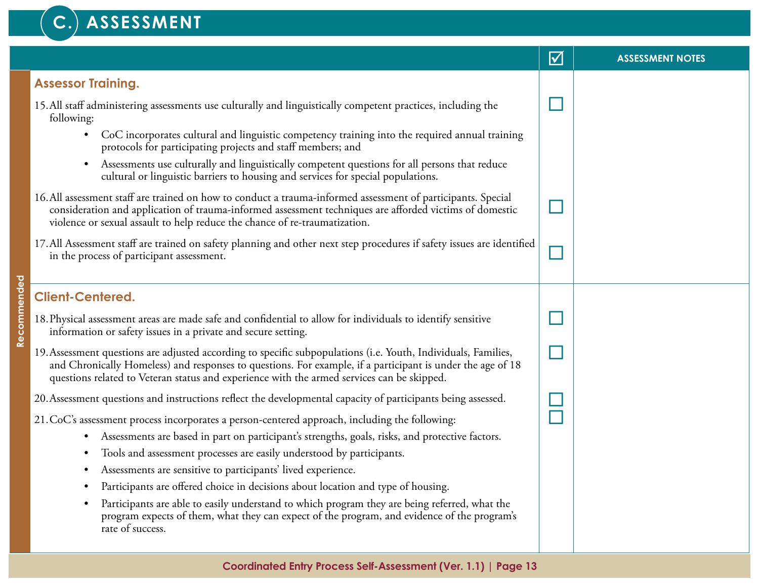## C. ASSESSMENT

| Recommended | ☑ | ASSESSMENT NOTES |
|---|---|---|
| **Assessor Training.** | | |
| 15. All staff administering assessments use culturally and linguistically competent practices, including the following:<br>• CoC incorporates cultural and linguistic competency training into the required annual training protocols for participating projects and staff members; and<br>• Assessments use culturally and linguistically competent questions for all persons that reduce cultural or linguistic barriers to housing and services for special populations. | ☐ | |
| 16. All assessment staff are trained on how to conduct a trauma-informed assessment of participants. Special consideration and application of trauma-informed assessment techniques are afforded victims of domestic violence or sexual assault to help reduce the chance of re-traumatization. | ☐ | |
| 17. All Assessment staff are trained on safety planning and other next step procedures if safety issues are identified in the process of participant assessment. | ☐ | |
| **Client-Centered.** | | |
| 18. Physical assessment areas are made safe and confidential to allow for individuals to identify sensitive information or safety issues in a private and secure setting. | ☐ | |
| 19. Assessment questions are adjusted according to specific subpopulations (i.e. Youth, Individuals, Families, and Chronically Homeless) and responses to questions. For example, if a participant is under the age of 18 questions related to Veteran status and experience with the armed services can be skipped. | ☐ | |
| 20. Assessment questions and instructions reflect the developmental capacity of participants being assessed. | ☐ | |
| 21. CoC's assessment process incorporates a person-centered approach, including the following:<br>• Assessments are based in part on participant's strengths, goals, risks, and protective factors.<br>• Tools and assessment processes are easily understood by participants.<br>• Assessments are sensitive to participants' lived experience.<br>• Participants are offered choice in decisions about location and type of housing.<br>• Participants are able to easily understand to which program they are being referred, what the program expects of them, what they can expect of the program, and evidence of the program's rate of success. | ☐ | |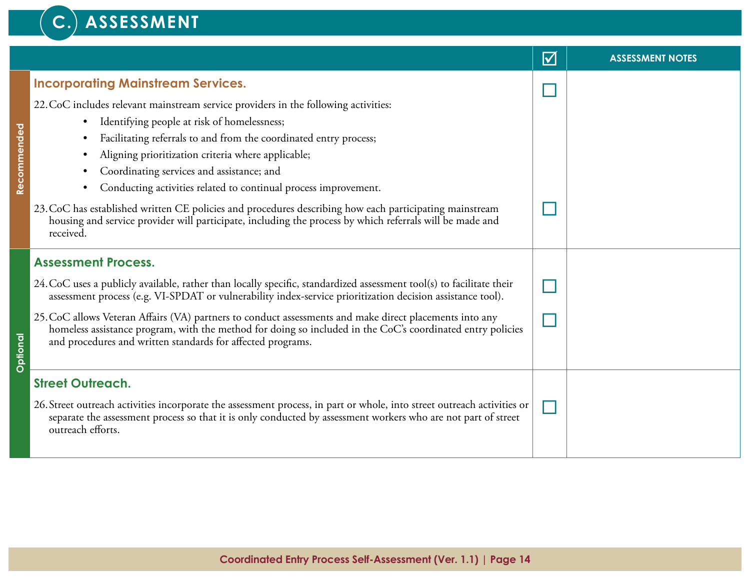# C. ASSESSMENT

| | ☑ | ASSESSMENT NOTES |
|---|---|---|
| **Recommended** | | |
| **Incorporating Mainstream Services.** | | |
| 22. CoC includes relevant mainstream service providers in the following activities:<br>• Identifying people at risk of homelessness;<br>• Facilitating referrals to and from the coordinated entry process;<br>• Aligning prioritization criteria where applicable;<br>• Coordinating services and assistance; and<br>• Conducting activities related to continual process improvement. | ☐ | |
| 23. CoC has established written CE policies and procedures describing how each participating mainstream housing and service provider will participate, including the process by which referrals will be made and received. | ☐ | |
| **Optional** | | |
| **Assessment Process.** | | |
| 24. CoC uses a publicly available, rather than locally specific, standardized assessment tool(s) to facilitate their assessment process (e.g. VI-SPDAT or vulnerability index-service prioritization decision assistance tool). | ☐ | |
| 25. CoC allows Veteran Affairs (VA) partners to conduct assessments and make direct placements into any homeless assistance program, with the method for doing so included in the CoC's coordinated entry policies and procedures and written standards for affected programs. | ☐ | |
| **Street Outreach.** | | |
| 26. Street outreach activities incorporate the assessment process, in part or whole, into street outreach activities or separate the assessment process so that it is only conducted by assessment workers who are not part of street outreach efforts. | ☐ | |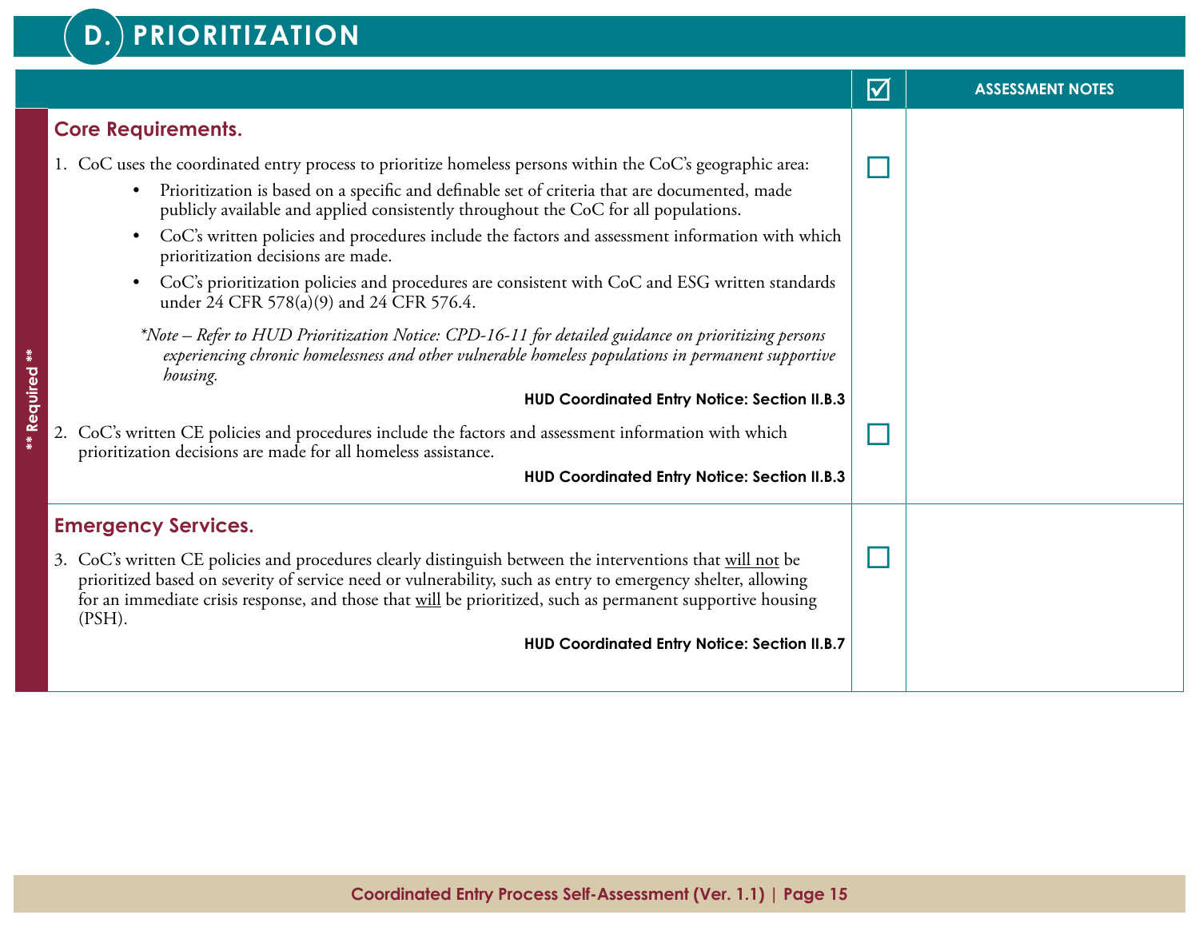# D. PRIORITIZATION

| ** Required ** | | ☑ | ASSESSMENT NOTES |
|---|---|---|---|
| | **Core Requirements.**<br><br>1. CoC uses the coordinated entry process to prioritize homeless persons within the CoC's geographic area:<br>• Prioritization is based on a specific and definable set of criteria that are documented, made publicly available and applied consistently throughout the CoC for all populations.<br>• CoC's written policies and procedures include the factors and assessment information with which prioritization decisions are made.<br>• CoC's prioritization policies and procedures are consistent with CoC and ESG written standards under 24 CFR 578(a)(9) and 24 CFR 576.4.<br><br>*\*Note – Refer to HUD Prioritization Notice: CPD-16-11 for detailed guidance on prioritizing persons experiencing chronic homelessness and other vulnerable homeless populations in permanent supportive housing.*<br><br>**HUD Coordinated Entry Notice: Section II.B.3** | ☐ | |
| | 2. CoC's written CE policies and procedures include the factors and assessment information with which prioritization decisions are made for all homeless assistance.<br><br>**HUD Coordinated Entry Notice: Section II.B.3** | ☐ | |
| | **Emergency Services.**<br><br>3. CoC's written CE policies and procedures clearly distinguish between the interventions that <u>will not</u> be prioritized based on severity of service need or vulnerability, such as entry to emergency shelter, allowing for an immediate crisis response, and those that <u>will</u> be prioritized, such as permanent supportive housing (PSH).<br><br>**HUD Coordinated Entry Notice: Section II.B.7** | ☐ | |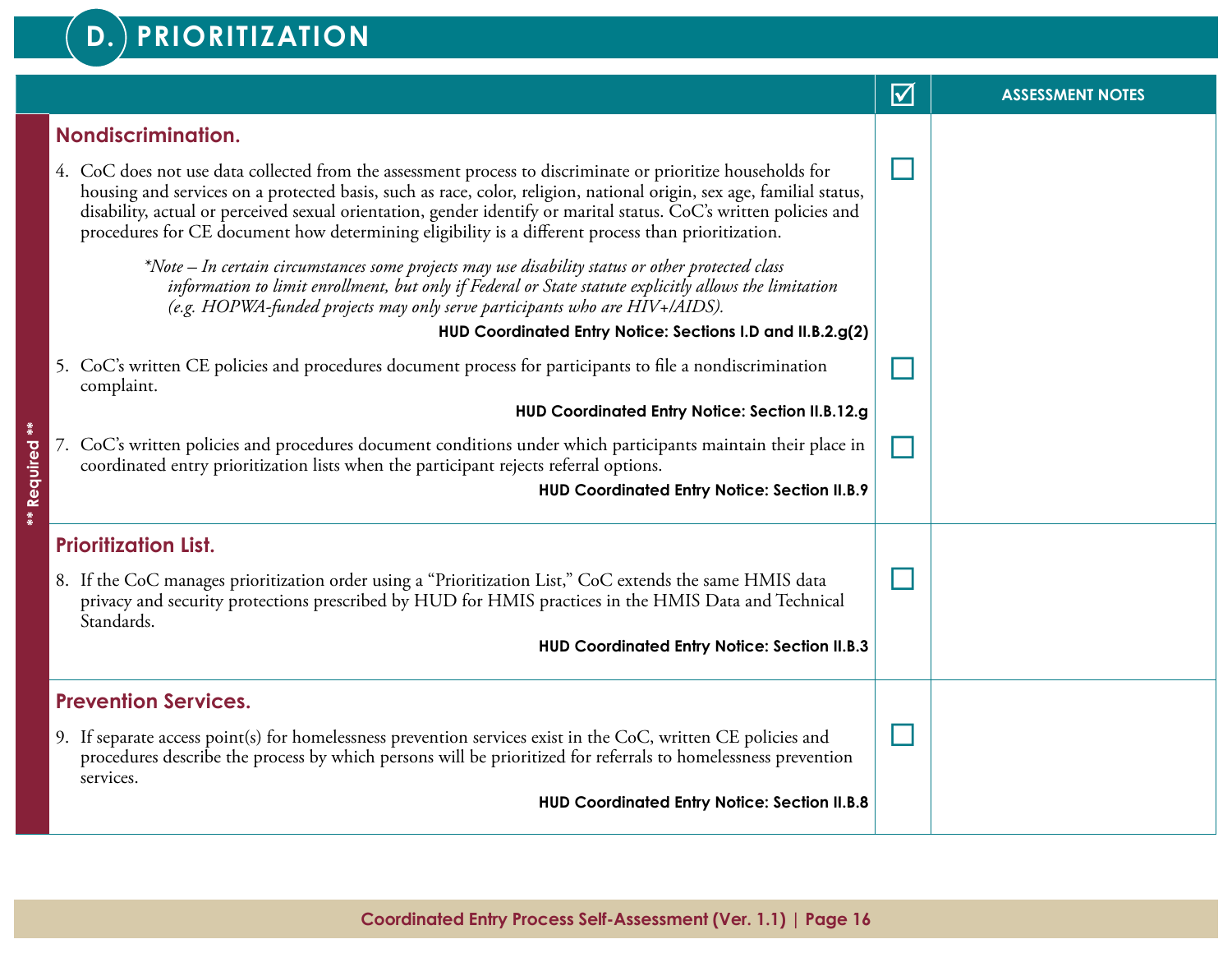## D. PRIORITIZATION

| ** Required ** | | ☑ | ASSESSMENT NOTES |
|---|---|---|---|
| | **Nondiscrimination.**<br><br>4. CoC does not use data collected from the assessment process to discriminate or prioritize households for housing and services on a protected basis, such as race, color, religion, national origin, sex age, familial status, disability, actual or perceived sexual orientation, gender identify or marital status. CoC's written policies and procedures for CE document how determining eligibility is a different process than prioritization.<br><br>*\*Note – In certain circumstances some projects may use disability status or other protected class information to limit enrollment, but only if Federal or State statute explicitly allows the limitation (e.g. HOPWA-funded projects may only serve participants who are HIV+/AIDS).*<br><br>**HUD Coordinated Entry Notice: Sections I.D and II.B.2.g(2)** | ☐ | |
| | 5. CoC's written CE policies and procedures document process for participants to file a nondiscrimination complaint.<br><br>**HUD Coordinated Entry Notice: Section II.B.12.g** | ☐ | |
| | 7. CoC's written policies and procedures document conditions under which participants maintain their place in coordinated entry prioritization lists when the participant rejects referral options.<br><br>**HUD Coordinated Entry Notice: Section II.B.9** | ☐ | |
| | **Prioritization List.**<br><br>8. If the CoC manages prioritization order using a "Prioritization List," CoC extends the same HMIS data privacy and security protections prescribed by HUD for HMIS practices in the HMIS Data and Technical Standards.<br><br>**HUD Coordinated Entry Notice: Section II.B.3** | ☐ | |
| | **Prevention Services.**<br><br>9. If separate access point(s) for homelessness prevention services exist in the CoC, written CE policies and procedures describe the process by which persons will be prioritized for referrals to homelessness prevention services.<br><br>**HUD Coordinated Entry Notice: Section II.B.8** | ☐ | |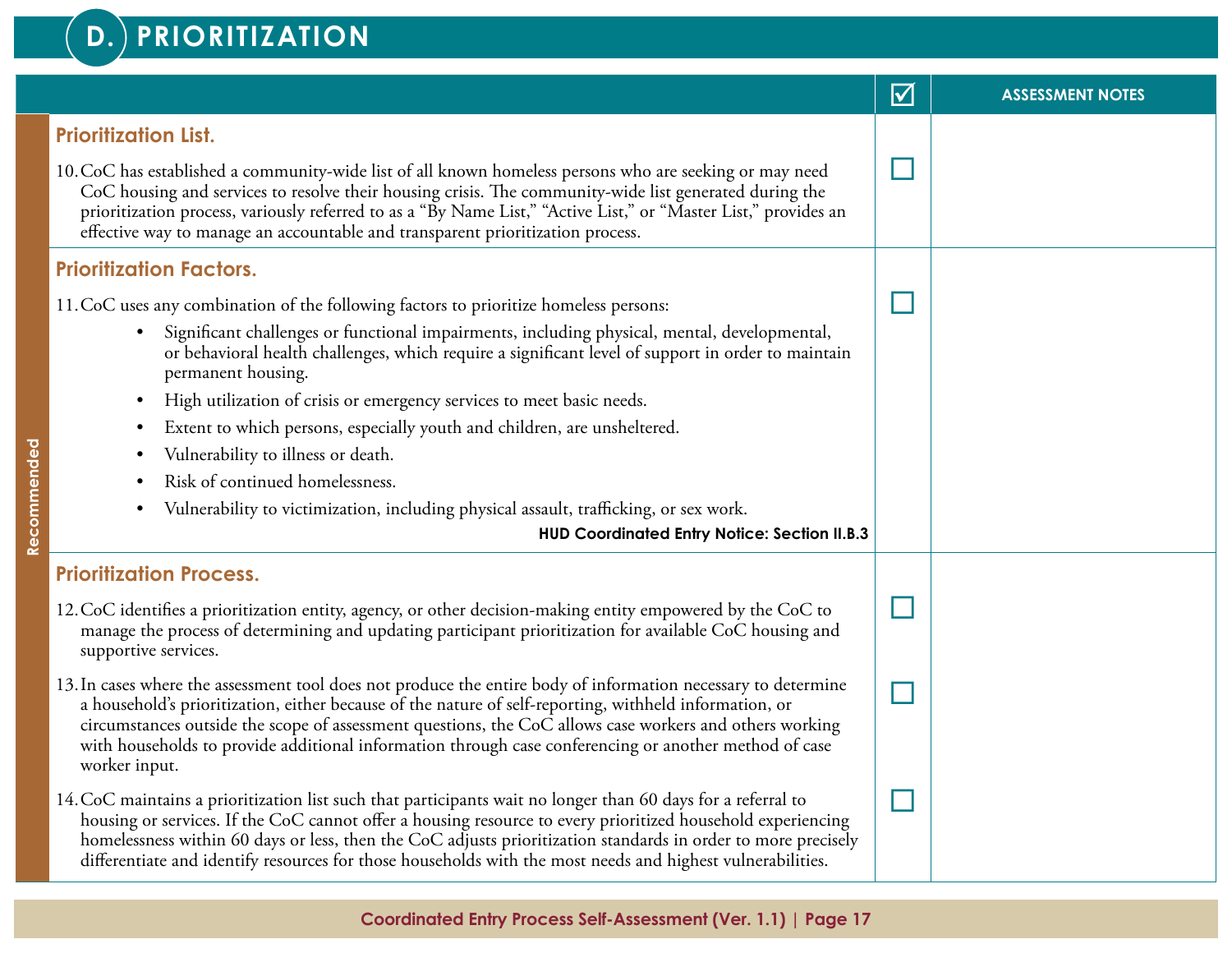## D. PRIORITIZATION

| | ☑ | ASSESSMENT NOTES |
|---|---|---|
| **Prioritization List.**<br><br>10. CoC has established a community-wide list of all known homeless persons who are seeking or may need CoC housing and services to resolve their housing crisis. The community-wide list generated during the prioritization process, variously referred to as a "By Name List," "Active List," or "Master List," provides an effective way to manage an accountable and transparent prioritization process. | ☐ | |
| **Prioritization Factors.**<br><br>11. CoC uses any combination of the following factors to prioritize homeless persons:<br>• Significant challenges or functional impairments, including physical, mental, developmental, or behavioral health challenges, which require a significant level of support in order to maintain permanent housing.<br>• High utilization of crisis or emergency services to meet basic needs.<br>• Extent to which persons, especially youth and children, are unsheltered.<br>• Vulnerability to illness or death.<br>• Risk of continued homelessness.<br>• Vulnerability to victimization, including physical assault, trafficking, or sex work.<br>**HUD Coordinated Entry Notice: Section II.B.3** | ☐ | |
| **Prioritization Process.**<br><br>12. CoC identifies a prioritization entity, agency, or other decision-making entity empowered by the CoC to manage the process of determining and updating participant prioritization for available CoC housing and supportive services. | ☐ | |
| 13. In cases where the assessment tool does not produce the entire body of information necessary to determine a household's prioritization, either because of the nature of self-reporting, withheld information, or circumstances outside the scope of assessment questions, the CoC allows case workers and others working with households to provide additional information through case conferencing or another method of case worker input. | ☐ | |
| 14. CoC maintains a prioritization list such that participants wait no longer than 60 days for a referral to housing or services. If the CoC cannot offer a housing resource to every prioritized household experiencing homelessness within 60 days or less, then the CoC adjusts prioritization standards in order to more precisely differentiate and identify resources for those households with the most needs and highest vulnerabilities. | ☐ | |

*Recommended*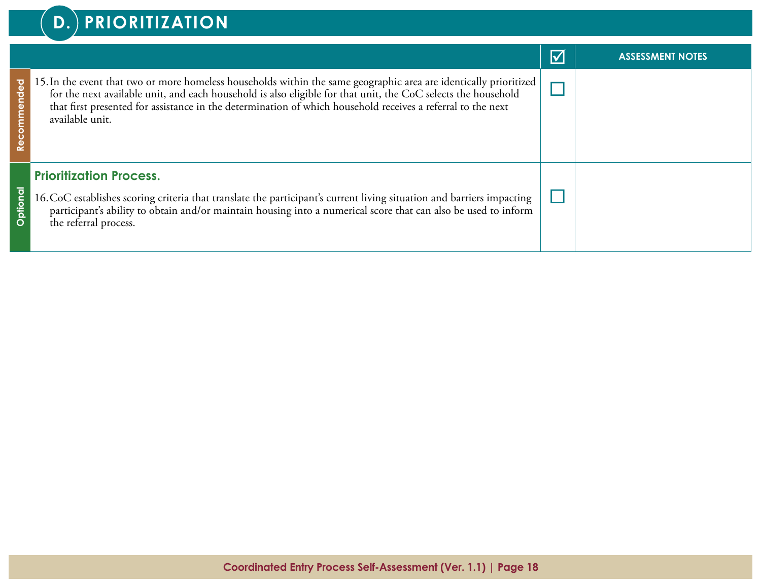## D. PRIORITIZATION

| | | ☑ | ASSESSMENT NOTES |
|---|---|---|---|
| Recommended | 15. In the event that two or more homeless households within the same geographic area are identically prioritized for the next available unit, and each household is also eligible for that unit, the CoC selects the household that first presented for assistance in the determination of which household receives a referral to the next available unit. | ☐ | |
| Optional | **Prioritization Process.** 16. CoC establishes scoring criteria that translate the participant's current living situation and barriers impacting participant's ability to obtain and/or maintain housing into a numerical score that can also be used to inform the referral process. | ☐ | |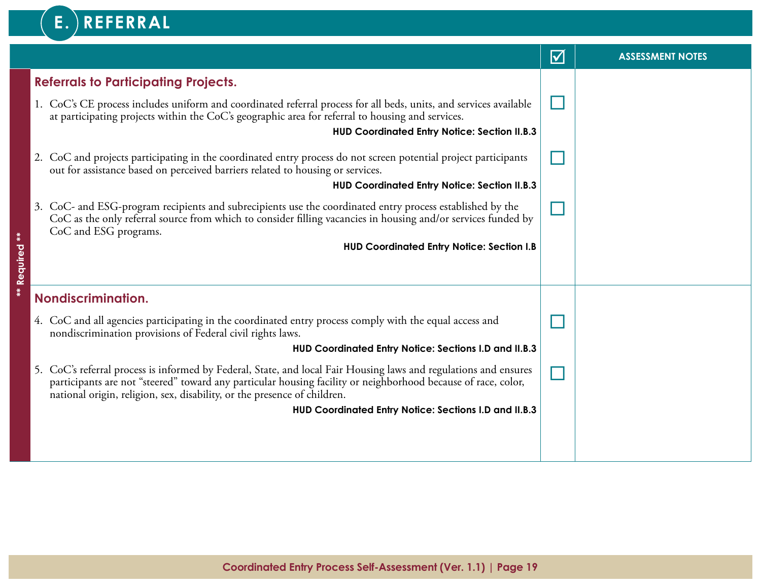# E. REFERRAL

| ** Required ** | ☑ | ASSESSMENT NOTES |
|---|---|---|
| **Referrals to Participating Projects.**<br><br>1. CoC's CE process includes uniform and coordinated referral process for all beds, units, and services available at participating projects within the CoC's geographic area for referral to housing and services.<br>**HUD Coordinated Entry Notice: Section II.B.3**<br><br>2. CoC and projects participating in the coordinated entry process do not screen potential project participants out for assistance based on perceived barriers related to housing or services.<br>**HUD Coordinated Entry Notice: Section II.B.3**<br><br>3. CoC- and ESG-program recipients and subrecipients use the coordinated entry process established by the CoC as the only referral source from which to consider filling vacancies in housing and/or services funded by CoC and ESG programs.<br>**HUD Coordinated Entry Notice: Section I.B** | ☐<br><br>☐<br><br>☐ | |
| **Nondiscrimination.**<br><br>4. CoC and all agencies participating in the coordinated entry process comply with the equal access and nondiscrimination provisions of Federal civil rights laws.<br>**HUD Coordinated Entry Notice: Sections I.D and II.B.3**<br><br>5. CoC's referral process is informed by Federal, State, and local Fair Housing laws and regulations and ensures participants are not "steered" toward any particular housing facility or neighborhood because of race, color, national origin, religion, sex, disability, or the presence of children.<br>**HUD Coordinated Entry Notice: Sections I.D and II.B.3** | ☐<br><br>☐ | |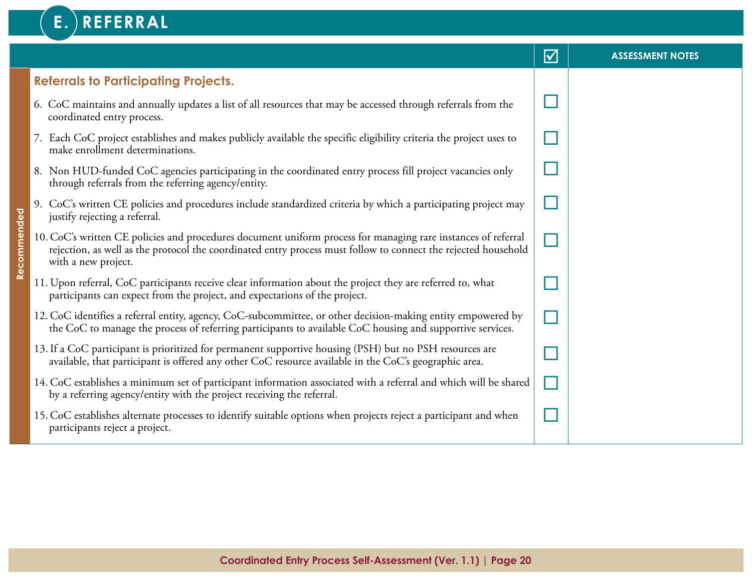## E. REFERRAL

| | | ☑ | ASSESSMENT NOTES |
|---|---|---|---|
| Recommended | **Referrals to Participating Projects.** | | |
| | 6. CoC maintains and annually updates a list of all resources that may be accessed through referrals from the coordinated entry process. | ☐ | |
| | 7. Each CoC project establishes and makes publicly available the specific eligibility criteria the project uses to make enrollment determinations. | ☐ | |
| | 8. Non HUD-funded CoC agencies participating in the coordinated entry process fill project vacancies only through referrals from the referring agency/entity. | ☐ | |
| | 9. CoC's written CE policies and procedures include standardized criteria by which a participating project may justify rejecting a referral. | ☐ | |
| | 10. CoC's written CE policies and procedures document uniform process for managing rare instances of referral rejection, as well as the protocol the coordinated entry process must follow to connect the rejected household with a new project. | ☐ | |
| | 11. Upon referral, CoC participants receive clear information about the project they are referred to, what participants can expect from the project, and expectations of the project. | ☐ | |
| | 12. CoC identifies a referral entity, agency, CoC-subcommittee, or other decision-making entity empowered by the CoC to manage the process of referring participants to available CoC housing and supportive services. | ☐ | |
| | 13. If a CoC participant is prioritized for permanent supportive housing (PSH) but no PSH resources are available, that participant is offered any other CoC resource available in the CoC's geographic area. | ☐ | |
| | 14. CoC establishes a minimum set of participant information associated with a referral and which will be shared by a referring agency/entity with the project receiving the referral. | ☐ | |
| | 15. CoC establishes alternate processes to identify suitable options when projects reject a participant and when participants reject a project. | ☐ | |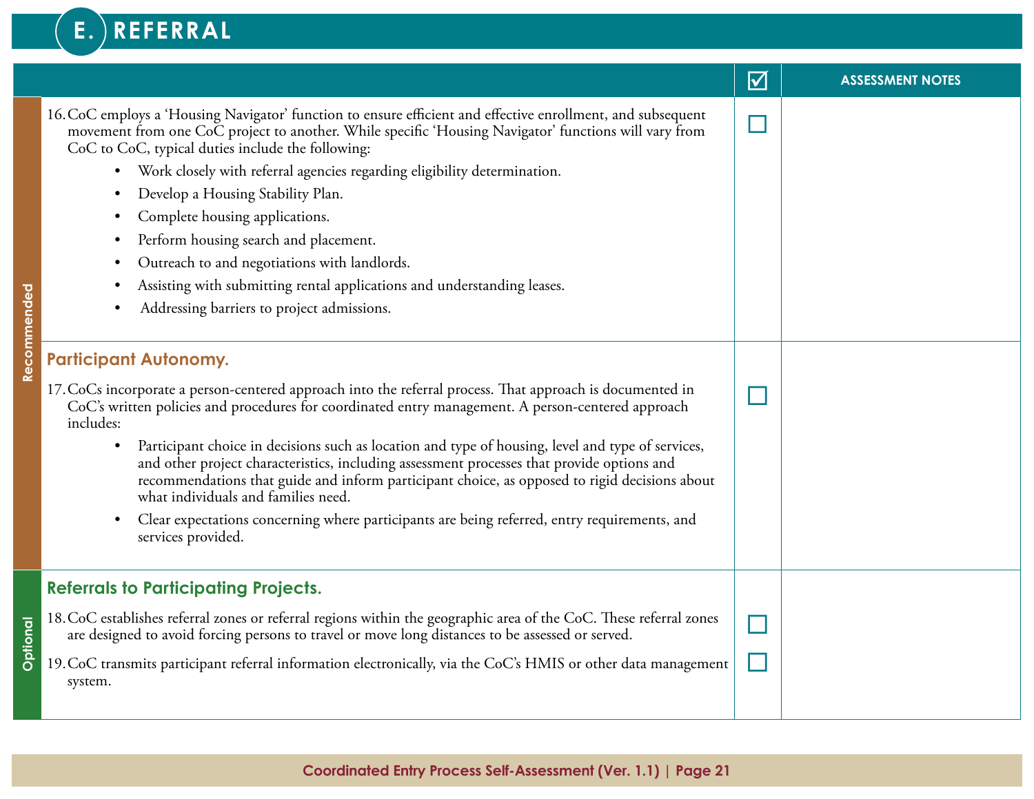## E. REFERRAL

| | | ☑ | ASSESSMENT NOTES |
|---|---|---|---|
| Recommended | 16. CoC employs a 'Housing Navigator' function to ensure efficient and effective enrollment, and subsequent movement from one CoC project to another. While specific 'Housing Navigator' functions will vary from CoC to CoC, typical duties include the following:<br>• Work closely with referral agencies regarding eligibility determination.<br>• Develop a Housing Stability Plan.<br>• Complete housing applications.<br>• Perform housing search and placement.<br>• Outreach to and negotiations with landlords.<br>• Assisting with submitting rental applications and understanding leases.<br>• Addressing barriers to project admissions. | ☐ | |
| Recommended | **Participant Autonomy.**<br>17. CoCs incorporate a person-centered approach into the referral process. That approach is documented in CoC's written policies and procedures for coordinated entry management. A person-centered approach includes:<br>• Participant choice in decisions such as location and type of housing, level and type of services, and other project characteristics, including assessment processes that provide options and recommendations that guide and inform participant choice, as opposed to rigid decisions about what individuals and families need.<br>• Clear expectations concerning where participants are being referred, entry requirements, and services provided. | ☐ | |
| Optional | **Referrals to Participating Projects.**<br>18. CoC establishes referral zones or referral regions within the geographic area of the CoC. These referral zones are designed to avoid forcing persons to travel or move long distances to be assessed or served. | ☐ | |
| Optional | 19. CoC transmits participant referral information electronically, via the CoC's HMIS or other data management system. | ☐ | |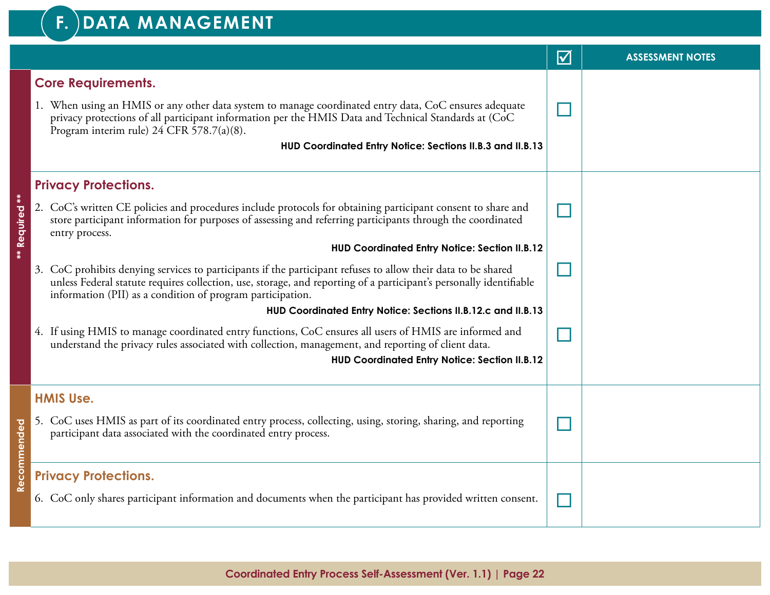## F. DATA MANAGEMENT

| | | ☑ | ASSESSMENT NOTES |
|---|---|---|---|
| ** Required ** | **Core Requirements.**<br><br>1. When using an HMIS or any other data system to manage coordinated entry data, CoC ensures adequate privacy protections of all participant information per the HMIS Data and Technical Standards at (CoC Program interim rule) 24 CFR 578.7(a)(8).<br>**HUD Coordinated Entry Notice: Sections II.B.3 and II.B.13** | ☐ | |
| ** Required ** | **Privacy Protections.**<br><br>2. CoC's written CE policies and procedures include protocols for obtaining participant consent to share and store participant information for purposes of assessing and referring participants through the coordinated entry process.<br>**HUD Coordinated Entry Notice: Section II.B.12**<br><br>3. CoC prohibits denying services to participants if the participant refuses to allow their data to be shared unless Federal statute requires collection, use, storage, and reporting of a participant's personally identifiable information (PII) as a condition of program participation.<br>**HUD Coordinated Entry Notice: Sections II.B.12.c and II.B.13**<br><br>4. If using HMIS to manage coordinated entry functions, CoC ensures all users of HMIS are informed and understand the privacy rules associated with collection, management, and reporting of client data.<br>**HUD Coordinated Entry Notice: Section II.B.12** | ☐<br><br>☐<br><br>☐ | |
| Recommended | **HMIS Use.**<br><br>5. CoC uses HMIS as part of its coordinated entry process, collecting, using, storing, sharing, and reporting participant data associated with the coordinated entry process. | ☐ | |
| Recommended | **Privacy Protections.**<br><br>6. CoC only shares participant information and documents when the participant has provided written consent. | ☐ | |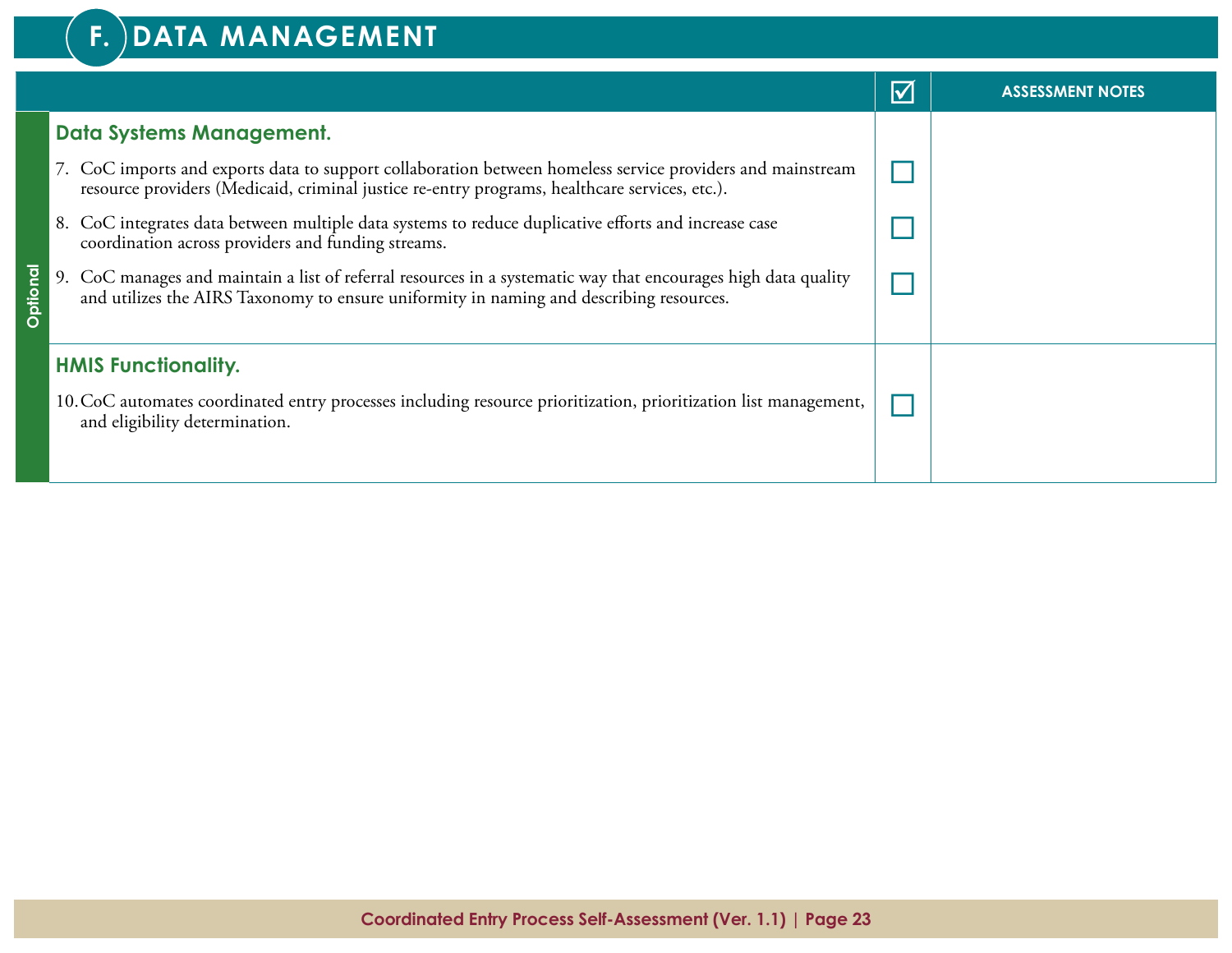# F. DATA MANAGEMENT

| | ☑ | ASSESSMENT NOTES |
|---|---|---|
| **Optional** | | |
| **Data Systems Management.** | | |
| 7. CoC imports and exports data to support collaboration between homeless service providers and mainstream resource providers (Medicaid, criminal justice re-entry programs, healthcare services, etc.). | ☐ | |
| 8. CoC integrates data between multiple data systems to reduce duplicative efforts and increase case coordination across providers and funding streams. | ☐ | |
| 9. CoC manages and maintain a list of referral resources in a systematic way that encourages high data quality and utilizes the AIRS Taxonomy to ensure uniformity in naming and describing resources. | ☐ | |
| **HMIS Functionality.** | | |
| 10. CoC automates coordinated entry processes including resource prioritization, prioritization list management, and eligibility determination. | ☐ | |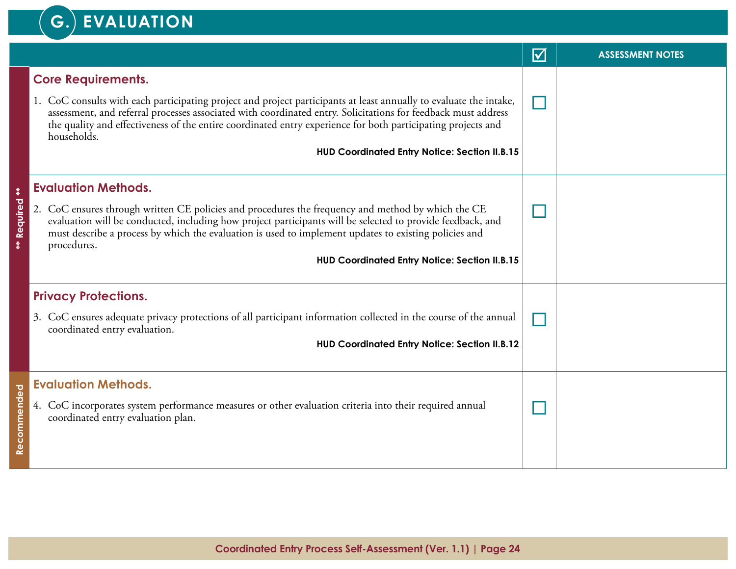# G. EVALUATION

| | | ☑ | ASSESSMENT NOTES |
|---|---|---|---|
| ** Required ** | **Core Requirements.**<br><br>1. CoC consults with each participating project and project participants at least annually to evaluate the intake, assessment, and referral processes associated with coordinated entry. Solicitations for feedback must address the quality and effectiveness of the entire coordinated entry experience for both participating projects and households.<br><br>**HUD Coordinated Entry Notice: Section II.B.15** | ☐ | |
| ** Required ** | **Evaluation Methods.**<br><br>2. CoC ensures through written CE policies and procedures the frequency and method by which the CE evaluation will be conducted, including how project participants will be selected to provide feedback, and must describe a process by which the evaluation is used to implement updates to existing policies and procedures.<br><br>**HUD Coordinated Entry Notice: Section II.B.15** | ☐ | |
| ** Required ** | **Privacy Protections.**<br><br>3. CoC ensures adequate privacy protections of all participant information collected in the course of the annual coordinated entry evaluation.<br><br>**HUD Coordinated Entry Notice: Section II.B.12** | ☐ | |
| Recommended | **Evaluation Methods.**<br><br>4. CoC incorporates system performance measures or other evaluation criteria into their required annual coordinated entry evaluation plan. | ☐ | |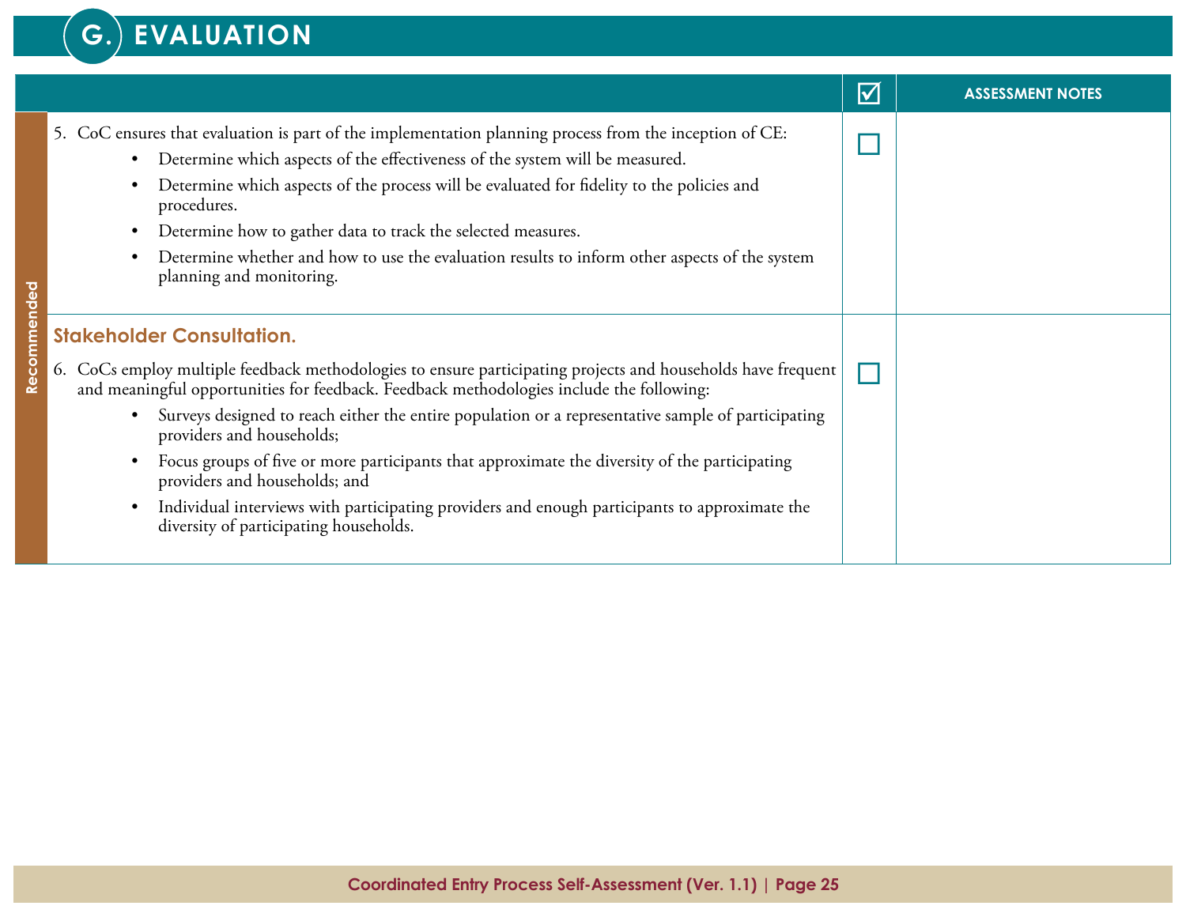# G. EVALUATION

| | | ☑ | ASSESSMENT NOTES |
|---|---|---|---|
| Recommended | 5. CoC ensures that evaluation is part of the implementation planning process from the inception of CE:<br>• Determine which aspects of the effectiveness of the system will be measured.<br>• Determine which aspects of the process will be evaluated for fidelity to the policies and procedures.<br>• Determine how to gather data to track the selected measures.<br>• Determine whether and how to use the evaluation results to inform other aspects of the system planning and monitoring. | ☐ | |
| | **Stakeholder Consultation.**<br>6. CoCs employ multiple feedback methodologies to ensure participating projects and households have frequent and meaningful opportunities for feedback. Feedback methodologies include the following:<br>• Surveys designed to reach either the entire population or a representative sample of participating providers and households;<br>• Focus groups of five or more participants that approximate the diversity of the participating providers and households; and<br>• Individual interviews with participating providers and enough participants to approximate the diversity of participating households. | ☐ | |